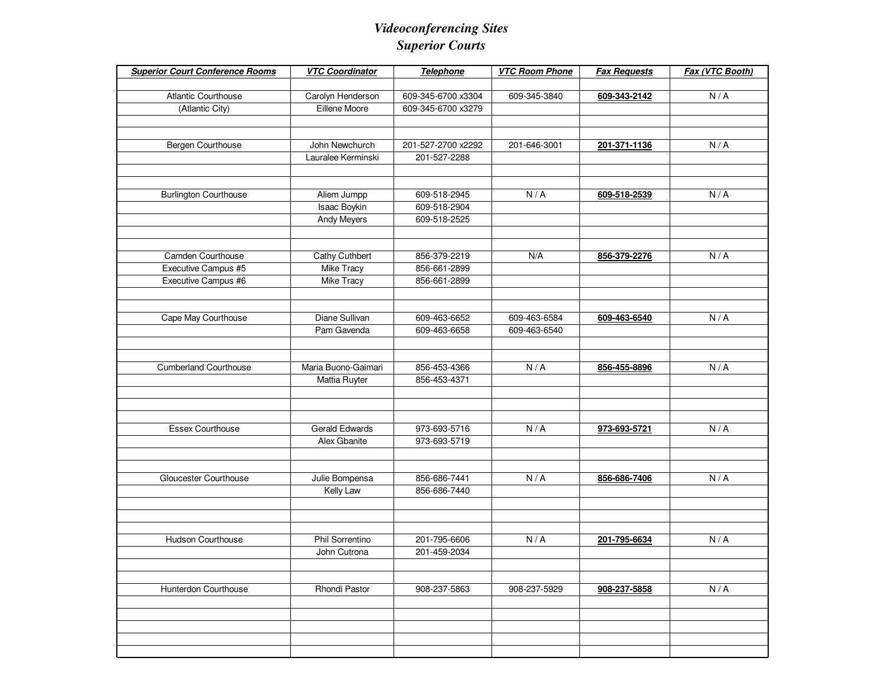# *Videoconferencing Sites*
# *Superior Courts*

| ***Superior Court Conference Rooms*** | ***VTC Coordinator*** | ***Telephone*** | ***VTC Room Phone*** | ***Fax Requests*** | ***Fax (VTC Booth)*** |
|---|---|---|---|---|---|
| Atlantic Courthouse | Carolyn Henderson | 609-345-6700 x3304 | 609-345-3840 | **609-343-2142** | N / A |
| (Atlantic City) | Eillene Moore | 609-345-6700 x3279 | | | |
| Bergen Courthouse | John Newchurch | 201-527-2700 x2292 | 201-646-3001 | **201-371-1136** | N / A |
| | Lauralee Kerminski | 201-527-2288 | | | |
| Burlington Courthouse | Aliem Jumpp | 609-518-2945 | N / A | **609-518-2539** | N / A |
| | Isaac Boykin | 609-518-2904 | | | |
| | Andy Meyers | 609-518-2525 | | | |
| Camden Courthouse | Cathy Cuthbert | 856-379-2219 | N/A | **856-379-2276** | N / A |
| Executive Campus #5 | Mike Tracy | 856-661-2899 | | | |
| Executive Campus #6 | Mike Tracy | 856-661-2899 | | | |
| Cape May Courthouse | Diane Sullivan | 609-463-6652 | 609-463-6584 | **609-463-6540** | N / A |
| | Pam Gavenda | 609-463-6658 | 609-463-6540 | | |
| Cumberland Courthouse | Maria Buono-Gaimari | 856-453-4366 | N / A | **856-455-8896** | N / A |
| | Mattia Ruyter | 856-453-4371 | | | |
| Essex Courthouse | Gerald Edwards | 973-693-5716 | N / A | **973-693-5721** | N / A |
| | Alex Gbanite | 973-693-5719 | | | |
| Gloucester Courthouse | Julie Bompensa | 856-686-7441 | N / A | **856-686-7406** | N / A |
| | Kelly Law | 856-686-7440 | | | |
| Hudson Courthouse | Phil Sorrentino | 201-795-6606 | N / A | **201-795-6634** | N / A |
| | John Cutrona | 201-459-2034 | | | |
| Hunterdon Courthouse | Rhondi Pastor | 908-237-5863 | 908-237-5929 | **908-237-5858** | N / A |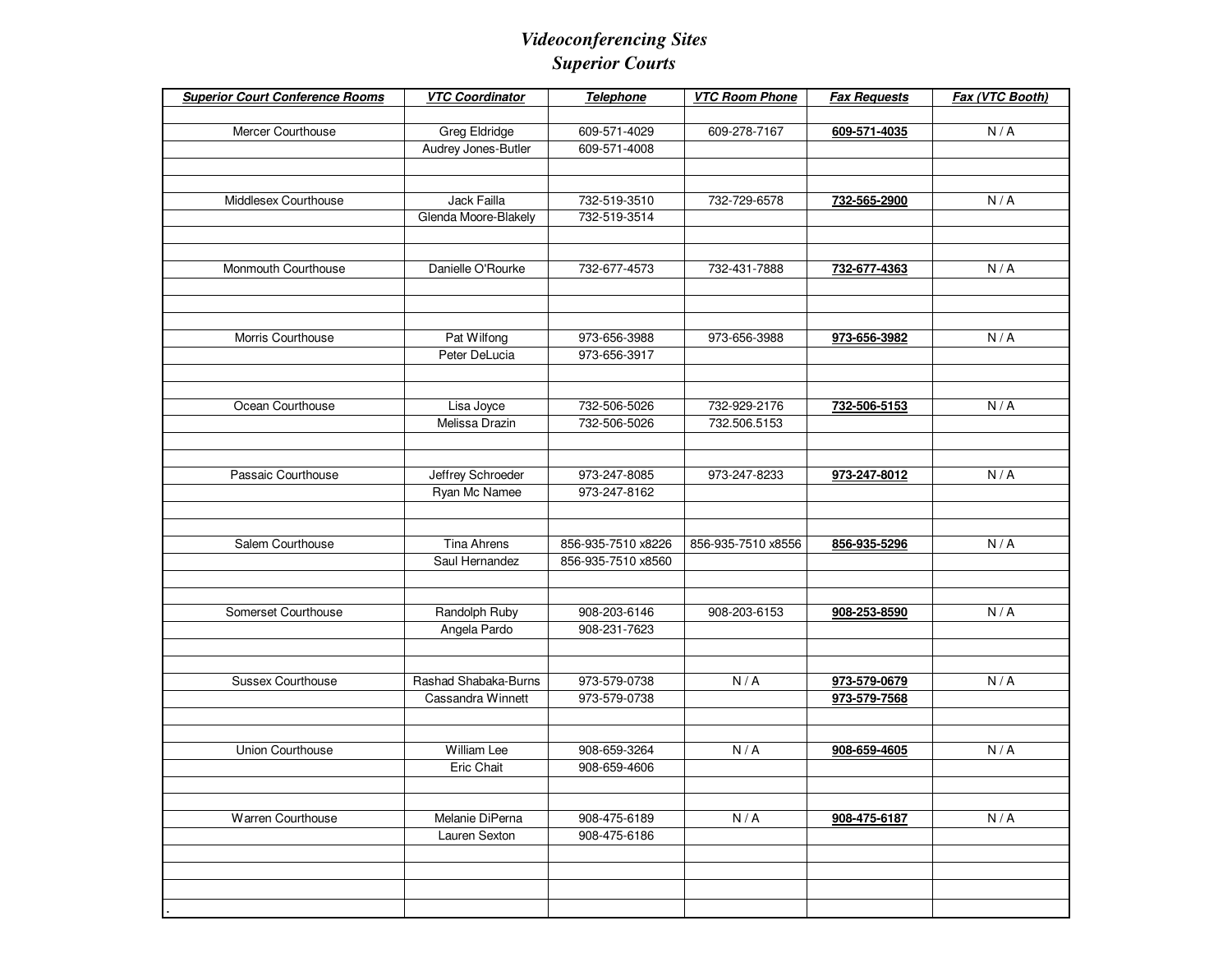# *Videoconferencing Sites*
# *Superior Courts*

| ***Superior Court Conference Rooms*** | ***VTC Coordinator*** | ***Telephone*** | ***VTC Room Phone*** | ***Fax Requests*** | ***Fax (VTC Booth)*** |
|---|---|---|---|---|---|
| Mercer Courthouse | Greg Eldridge | 609-571-4029 | 609-278-7167 | **609-571-4035** | N / A |
| | Audrey Jones-Butler | 609-571-4008 | | | |
| Middlesex Courthouse | Jack Failla | 732-519-3510 | 732-729-6578 | **732-565-2900** | N / A |
| | Glenda Moore-Blakely | 732-519-3514 | | | |
| Monmouth Courthouse | Danielle O'Rourke | 732-677-4573 | 732-431-7888 | **732-677-4363** | N / A |
| Morris Courthouse | Pat Wilfong | 973-656-3988 | 973-656-3988 | **973-656-3982** | N / A |
| | Peter DeLucia | 973-656-3917 | | | |
| Ocean Courthouse | Lisa Joyce | 732-506-5026 | 732-929-2176 | **732-506-5153** | N / A |
| | Melissa Drazin | 732-506-5026 | 732.506.5153 | | |
| Passaic Courthouse | Jeffrey Schroeder | 973-247-8085 | 973-247-8233 | **973-247-8012** | N / A |
| | Ryan Mc Namee | 973-247-8162 | | | |
| Salem Courthouse | Tina Ahrens | 856-935-7510 x8226 | 856-935-7510 x8556 | **856-935-5296** | N / A |
| | Saul Hernandez | 856-935-7510 x8560 | | | |
| Somerset Courthouse | Randolph Ruby | 908-203-6146 | 908-203-6153 | **908-253-8590** | N / A |
| | Angela Pardo | 908-231-7623 | | | |
| Sussex Courthouse | Rashad Shabaka-Burns | 973-579-0738 | N / A | **973-579-0679** | N / A |
| | Cassandra Winnett | 973-579-0738 | | **973-579-7568** | |
| Union Courthouse | William Lee | 908-659-3264 | N / A | **908-659-4605** | N / A |
| | Eric Chait | 908-659-4606 | | | |
| Warren Courthouse | Melanie DiPerna | 908-475-6189 | N / A | **908-475-6187** | N / A |
| | Lauren Sexton | 908-475-6186 | | | |